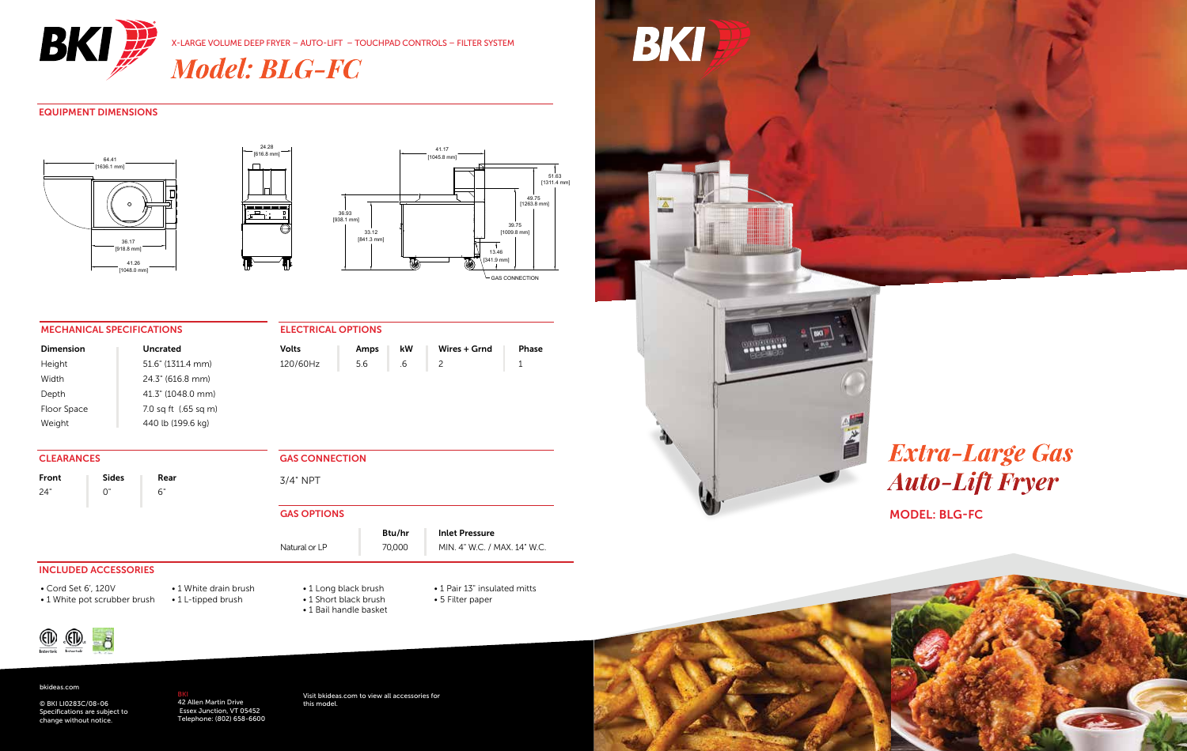X-LARGE VOLUME DEEP FRYER – AUTO-LIFT – TOUCHPAD CONTROLS – FILTER SYSTEM

# *Model: BLG-FC*

## EQUIPMENT DIMENSIONS

## MECHANICAL SPECIFICATIONS

| Dimension | Uncrated |
|---|---|
| Height | 51.6" (1311.4 mm) |
| Width | 24.3" (616.8 mm) |
| Depth | 41.3" (1048.0 mm) |
| Floor Space | 7.0 sq ft (.65 sq m) |
| Weight | 440 lb (199.6 kg) |

## ELECTRICAL OPTIONS

| Volts | Amps | kW | Wires + Grnd | Phase |
|---|---|---|---|---|
| 120/60Hz | 5.6 | .6 | 2 | 1 |

## CLEARANCES

| Front | Sides | Rear |
|---|---|---|
| 24" | 0" | 6" |

## GAS CONNECTION

3/4" NPT

## GAS OPTIONS

| | Btu/hr | Inlet Pressure |
|---|---|---|
| Natural or LP | 70,000 | MIN. 4" W.C. / MAX. 14" W.C. |

## INCLUDED ACCESSORIES

- Cord Set 6', 120V
- 1 White pot scrubber brush
- 1 White drain brush
- 1 L-tipped brush
- 1 Long black brush
- 1 Short black brush
- 1 Bail handle basket
- 1 Pair 13" insulated mitts
- 5 Filter paper

bkideas.com

© BKI LI0283C/08-06
Specifications are subject to change without notice.

BKI
42 Allen Martin Drive
Essex Junction, VT 05452
Telephone: (802) 658-6600

Visit bkideas.com to view all accessories for this model.

# *Extra-Large Gas Auto-Lift Fryer*

MODEL: BLG-FC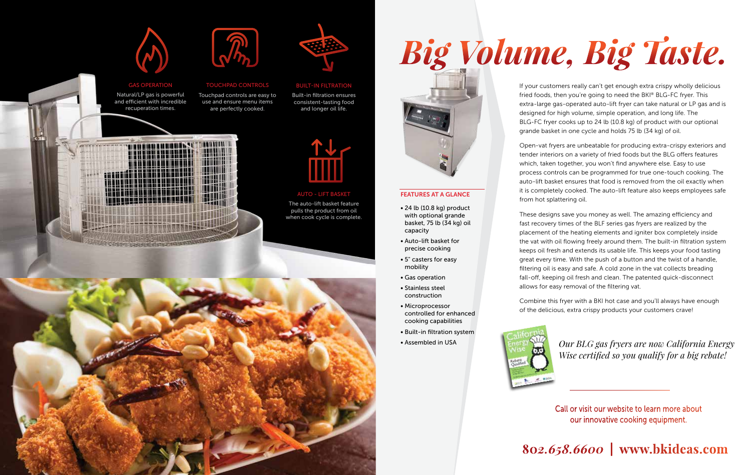GAS OPERATION

Natural/LP gas is powerful and efficient with incredible recuperation times.

TOUCHPAD CONTROLS

Touchpad controls are easy to use and ensure menu items are perfectly cooked.

BUILT-IN FILTRATION

Built-in filtration ensures consistent-tasting food and longer oil life.

AUTO - LIFT BASKET

The auto-lift basket feature pulls the product from oil when cook cycle is complete.

# *Big Volume, Big Taste.*

If your customers really can't get enough extra crispy wholly delicious fried foods, then you're going to need the BKI® BLG-FC fryer. This extra-large gas-operated auto-lift fryer can take natural or LP gas and is designed for high volume, simple operation, and long life. The BLG-FC fryer cooks up to 24 lb (10.8 kg) of product with our optional grande basket in one cycle and holds 75 lb (34 kg) of oil.

Open-vat fryers are unbeatable for producing extra-crispy exteriors and tender interiors on a variety of fried foods but the BLG offers features which, taken together, you won't find anywhere else. Easy to use process controls can be programmed for true one-touch cooking. The auto-lift basket ensures that food is removed from the oil exactly when it is completely cooked. The auto-lift feature also keeps employees safe from hot splattering oil.

These designs save you money as well. The amazing efficiency and fast recovery times of the BLF series gas fryers are realized by the placement of the heating elements and igniter box completely inside the vat with oil flowing freely around them. The built-in filtration system keeps oil fresh and extends its usable life. This keeps your food tasting great every time. With the push of a button and the twist of a handle, filtering oil is easy and safe. A cold zone in the vat collects breading fall-off, keeping oil fresh and clean. The patented quick-disconnect allows for easy removal of the filtering vat.

Combine this fryer with a BKI hot case and you'll always have enough of the delicious, extra crispy products your customers crave!

## FEATURES AT A GLANCE

- 24 lb (10.8 kg) product with optional grande basket, 75 lb (34 kg) oil capacity
- Auto-lift basket for precise cooking
- 5" casters for easy mobility
- Gas operation
- Stainless steel construction
- Microprocessor controlled for enhanced cooking capabilities
- Built-in filtration system
- Assembled in USA

*Our BLG gas fryers are now California Energy Wise certified so you qualify for a big rebate!*

Call or visit our website to learn more about our innovative cooking equipment.

**802.658.6600 | www.bkideas.com**